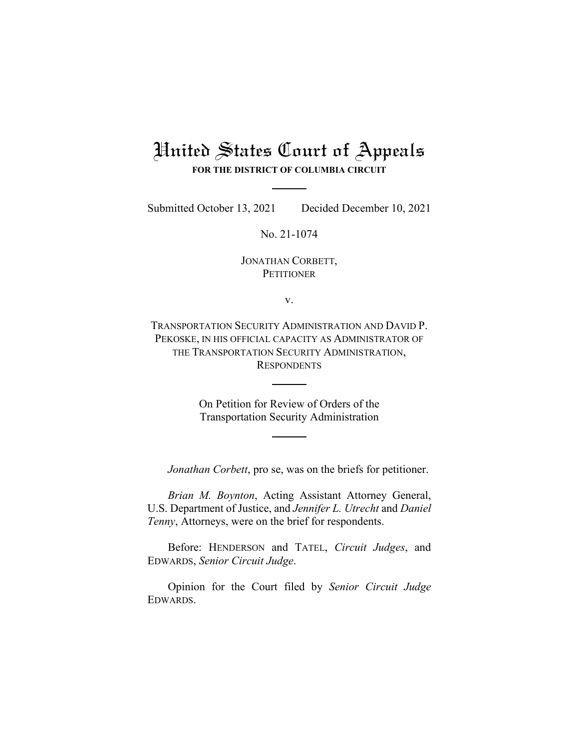# United States Court of Appeals

**FOR THE DISTRICT OF COLUMBIA CIRCUIT**

---

Submitted October 13, 2021 Decided December 10, 2021

No. 21-1074

JONATHAN CORBETT,
PETITIONER

v.

TRANSPORTATION SECURITY ADMINISTRATION AND DAVID P. PEKOSKE, IN HIS OFFICIAL CAPACITY AS ADMINISTRATOR OF THE TRANSPORTATION SECURITY ADMINISTRATION,
RESPONDENTS

---

On Petition for Review of Orders of the Transportation Security Administration

---

*Jonathan Corbett*, pro se, was on the briefs for petitioner.

*Brian M. Boynton*, Acting Assistant Attorney General, U.S. Department of Justice, and *Jennifer L. Utrecht* and *Daniel Tenny*, Attorneys, were on the brief for respondents.

Before: HENDERSON and TATEL, *Circuit Judges*, and EDWARDS, *Senior Circuit Judge*.

Opinion for the Court filed by *Senior Circuit Judge* EDWARDS.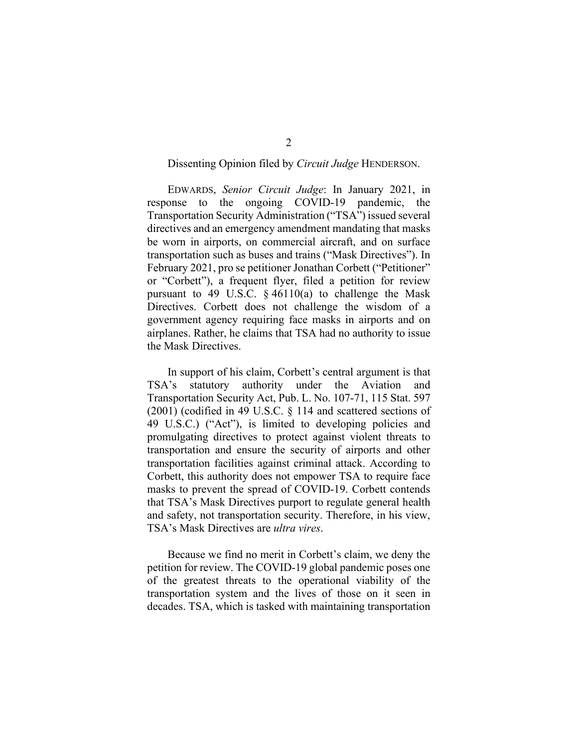Dissenting Opinion filed by *Circuit Judge* HENDERSON.

EDWARDS, *Senior Circuit Judge*: In January 2021, in response to the ongoing COVID-19 pandemic, the Transportation Security Administration ("TSA") issued several directives and an emergency amendment mandating that masks be worn in airports, on commercial aircraft, and on surface transportation such as buses and trains ("Mask Directives"). In February 2021, pro se petitioner Jonathan Corbett ("Petitioner" or "Corbett"), a frequent flyer, filed a petition for review pursuant to 49 U.S.C. § 46110(a) to challenge the Mask Directives. Corbett does not challenge the wisdom of a government agency requiring face masks in airports and on airplanes. Rather, he claims that TSA had no authority to issue the Mask Directives.

In support of his claim, Corbett's central argument is that TSA's statutory authority under the Aviation and Transportation Security Act, Pub. L. No. 107-71, 115 Stat. 597 (2001) (codified in 49 U.S.C. § 114 and scattered sections of 49 U.S.C.) ("Act"), is limited to developing policies and promulgating directives to protect against violent threats to transportation and ensure the security of airports and other transportation facilities against criminal attack. According to Corbett, this authority does not empower TSA to require face masks to prevent the spread of COVID-19. Corbett contends that TSA's Mask Directives purport to regulate general health and safety, not transportation security. Therefore, in his view, TSA's Mask Directives are *ultra vires*.

Because we find no merit in Corbett's claim, we deny the petition for review. The COVID-19 global pandemic poses one of the greatest threats to the operational viability of the transportation system and the lives of those on it seen in decades. TSA, which is tasked with maintaining transportation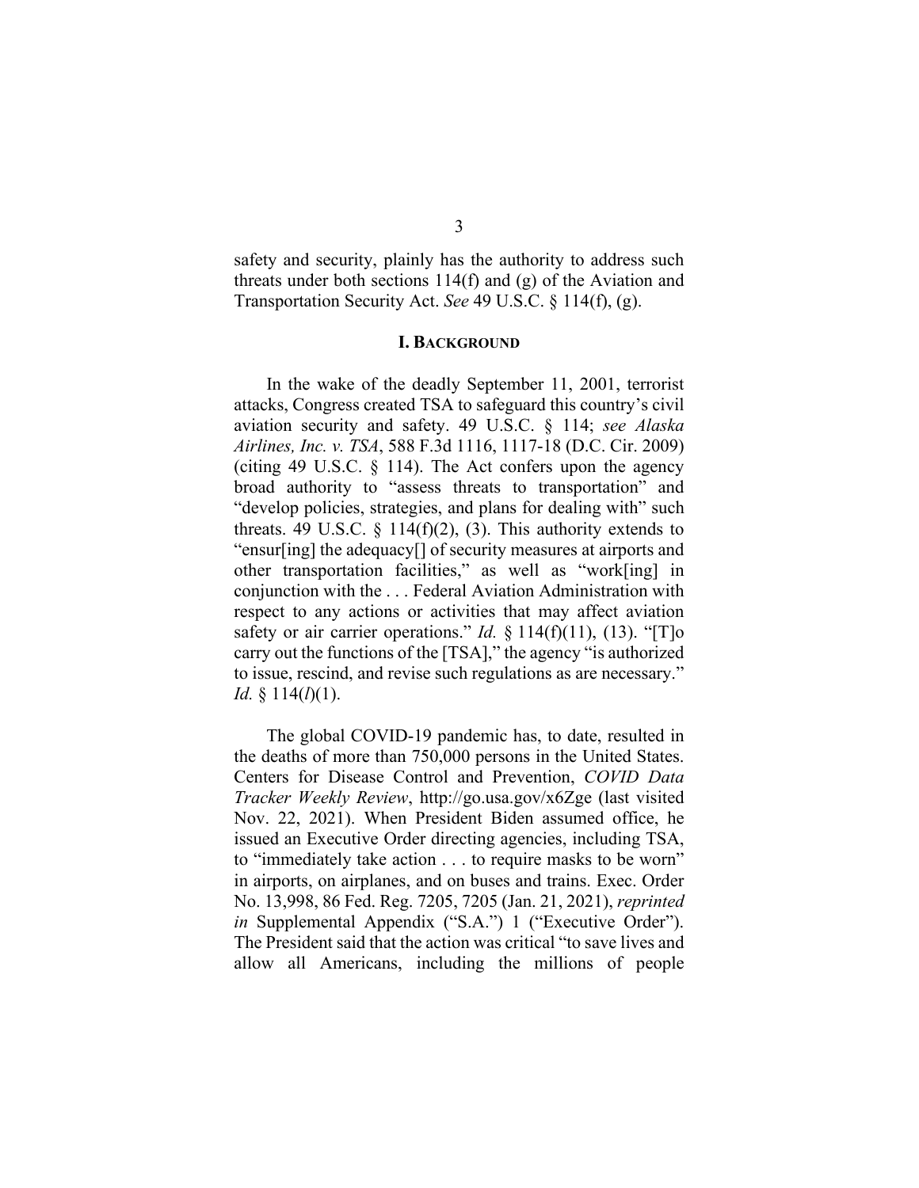safety and security, plainly has the authority to address such threats under both sections 114(f) and (g) of the Aviation and Transportation Security Act. *See* 49 U.S.C. § 114(f), (g).

## I. BACKGROUND

In the wake of the deadly September 11, 2001, terrorist attacks, Congress created TSA to safeguard this country's civil aviation security and safety. 49 U.S.C. § 114; *see Alaska Airlines, Inc. v. TSA*, 588 F.3d 1116, 1117-18 (D.C. Cir. 2009) (citing 49 U.S.C. § 114). The Act confers upon the agency broad authority to "assess threats to transportation" and "develop policies, strategies, and plans for dealing with" such threats. 49 U.S.C. § 114(f)(2), (3). This authority extends to "ensur[ing] the adequacy[] of security measures at airports and other transportation facilities," as well as "work[ing] in conjunction with the . . . Federal Aviation Administration with respect to any actions or activities that may affect aviation safety or air carrier operations." *Id.* § 114(f)(11), (13). "[T]o carry out the functions of the [TSA]," the agency "is authorized to issue, rescind, and revise such regulations as are necessary." *Id.* § 114(*l*)(1).

The global COVID-19 pandemic has, to date, resulted in the deaths of more than 750,000 persons in the United States. Centers for Disease Control and Prevention, *COVID Data Tracker Weekly Review*, http://go.usa.gov/x6Zge (last visited Nov. 22, 2021). When President Biden assumed office, he issued an Executive Order directing agencies, including TSA, to "immediately take action . . . to require masks to be worn" in airports, on airplanes, and on buses and trains. Exec. Order No. 13,998, 86 Fed. Reg. 7205, 7205 (Jan. 21, 2021), *reprinted in* Supplemental Appendix ("S.A.") 1 ("Executive Order"). The President said that the action was critical "to save lives and allow all Americans, including the millions of people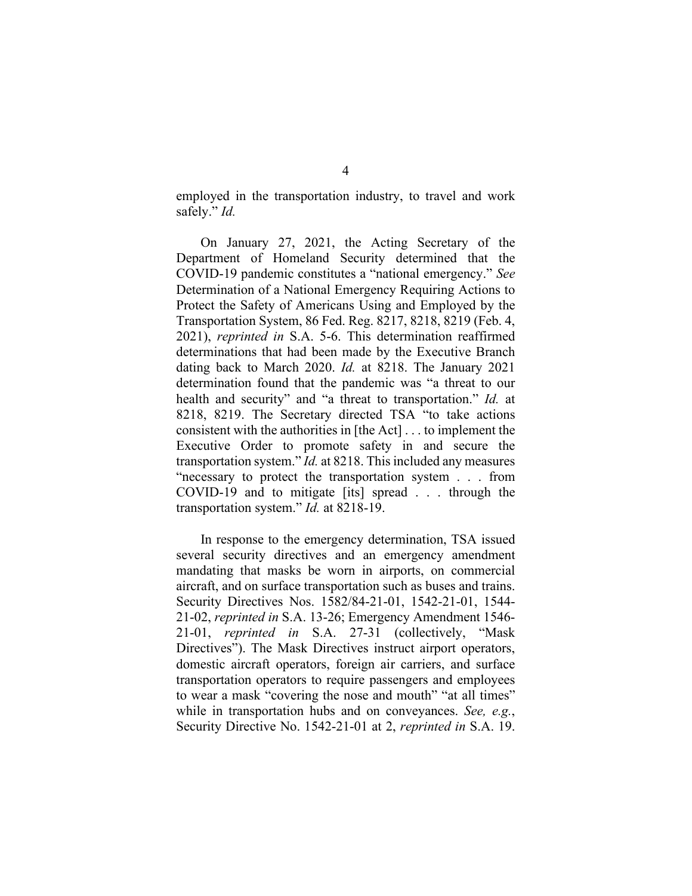employed in the transportation industry, to travel and work safely." *Id.*

On January 27, 2021, the Acting Secretary of the Department of Homeland Security determined that the COVID-19 pandemic constitutes a "national emergency." *See* Determination of a National Emergency Requiring Actions to Protect the Safety of Americans Using and Employed by the Transportation System, 86 Fed. Reg. 8217, 8218, 8219 (Feb. 4, 2021), *reprinted in* S.A. 5-6. This determination reaffirmed determinations that had been made by the Executive Branch dating back to March 2020. *Id.* at 8218. The January 2021 determination found that the pandemic was "a threat to our health and security" and "a threat to transportation." *Id.* at 8218, 8219. The Secretary directed TSA "to take actions consistent with the authorities in [the Act] . . . to implement the Executive Order to promote safety in and secure the transportation system." *Id.* at 8218. This included any measures "necessary to protect the transportation system . . . from COVID-19 and to mitigate [its] spread . . . through the transportation system." *Id.* at 8218-19.

In response to the emergency determination, TSA issued several security directives and an emergency amendment mandating that masks be worn in airports, on commercial aircraft, and on surface transportation such as buses and trains. Security Directives Nos. 1582/84-21-01, 1542-21-01, 1544-21-02, *reprinted in* S.A. 13-26; Emergency Amendment 1546-21-01, *reprinted in* S.A. 27-31 (collectively, "Mask Directives"). The Mask Directives instruct airport operators, domestic aircraft operators, foreign air carriers, and surface transportation operators to require passengers and employees to wear a mask "covering the nose and mouth" "at all times" while in transportation hubs and on conveyances. *See, e.g.*, Security Directive No. 1542-21-01 at 2, *reprinted in* S.A. 19.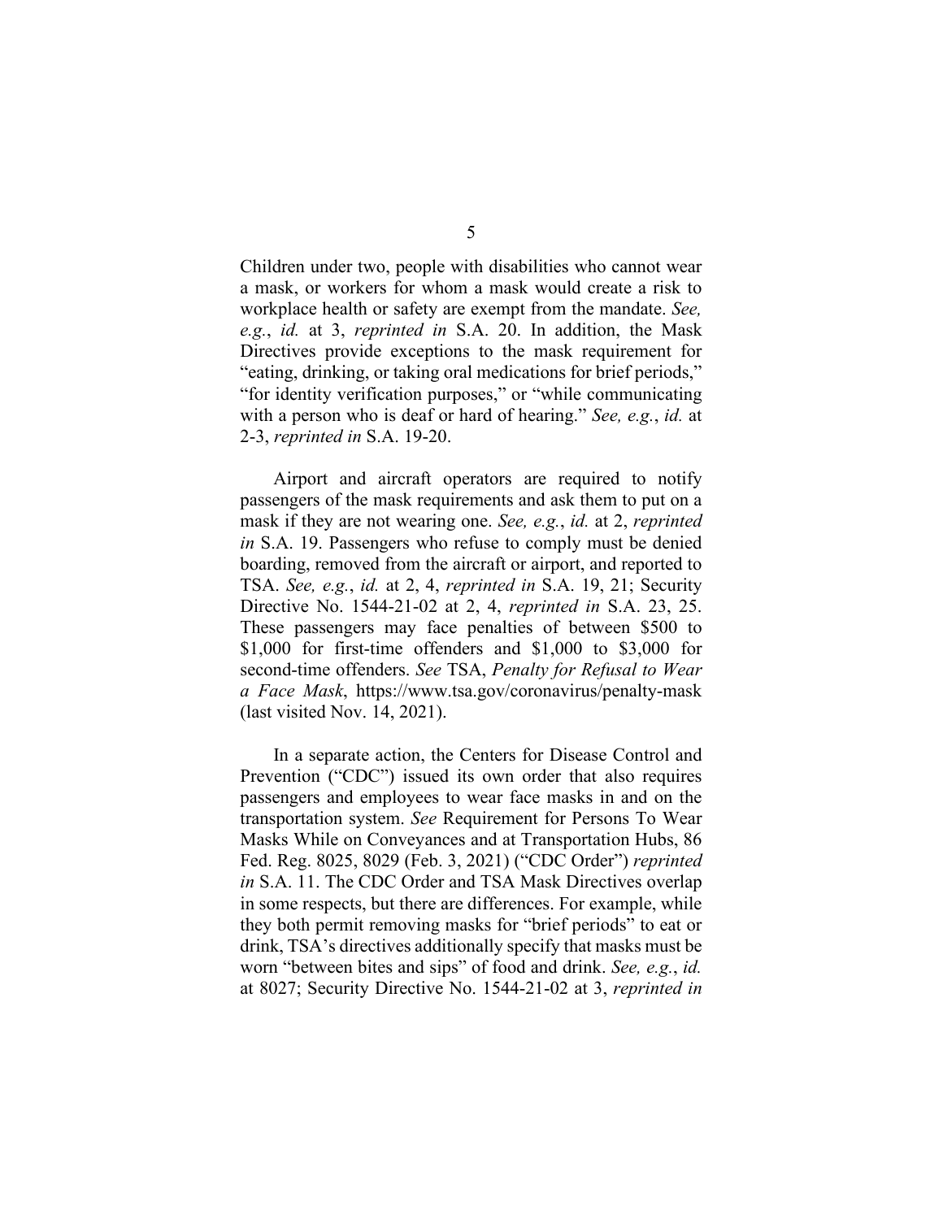Children under two, people with disabilities who cannot wear a mask, or workers for whom a mask would create a risk to workplace health or safety are exempt from the mandate. *See, e.g.*, *id.* at 3, *reprinted in* S.A. 20. In addition, the Mask Directives provide exceptions to the mask requirement for "eating, drinking, or taking oral medications for brief periods," "for identity verification purposes," or "while communicating with a person who is deaf or hard of hearing." *See, e.g.*, *id.* at 2-3, *reprinted in* S.A. 19-20.

Airport and aircraft operators are required to notify passengers of the mask requirements and ask them to put on a mask if they are not wearing one. *See, e.g.*, *id.* at 2, *reprinted in* S.A. 19. Passengers who refuse to comply must be denied boarding, removed from the aircraft or airport, and reported to TSA. *See, e.g.*, *id.* at 2, 4, *reprinted in* S.A. 19, 21; Security Directive No. 1544-21-02 at 2, 4, *reprinted in* S.A. 23, 25. These passengers may face penalties of between $500 to $1,000 for first-time offenders and $1,000 to $3,000 for second-time offenders. *See* TSA, *Penalty for Refusal to Wear a Face Mask*, https://www.tsa.gov/coronavirus/penalty-mask (last visited Nov. 14, 2021).

In a separate action, the Centers for Disease Control and Prevention ("CDC") issued its own order that also requires passengers and employees to wear face masks in and on the transportation system. *See* Requirement for Persons To Wear Masks While on Conveyances and at Transportation Hubs, 86 Fed. Reg. 8025, 8029 (Feb. 3, 2021) ("CDC Order") *reprinted in* S.A. 11. The CDC Order and TSA Mask Directives overlap in some respects, but there are differences. For example, while they both permit removing masks for "brief periods" to eat or drink, TSA's directives additionally specify that masks must be worn "between bites and sips" of food and drink. *See, e.g.*, *id.* at 8027; Security Directive No. 1544-21-02 at 3, *reprinted in*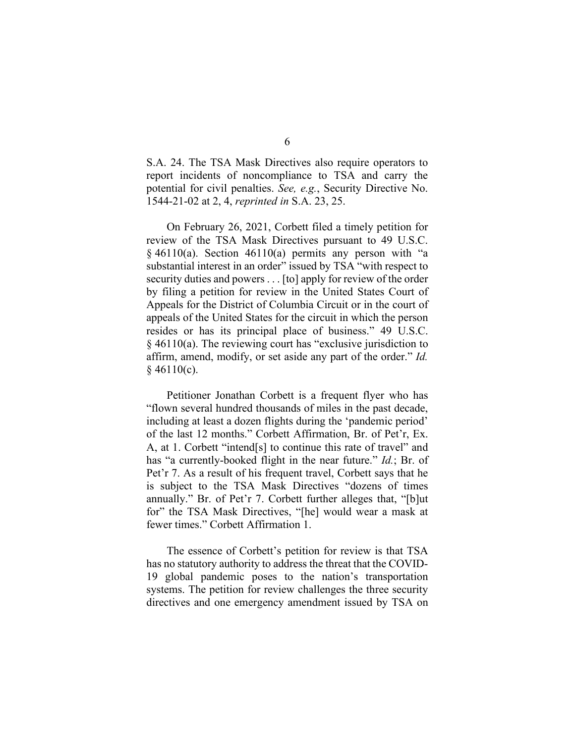S.A. 24. The TSA Mask Directives also require operators to report incidents of noncompliance to TSA and carry the potential for civil penalties. *See, e.g.*, Security Directive No. 1544-21-02 at 2, 4, *reprinted in* S.A. 23, 25.

On February 26, 2021, Corbett filed a timely petition for review of the TSA Mask Directives pursuant to 49 U.S.C. § 46110(a). Section 46110(a) permits any person with "a substantial interest in an order" issued by TSA "with respect to security duties and powers . . . [to] apply for review of the order by filing a petition for review in the United States Court of Appeals for the District of Columbia Circuit or in the court of appeals of the United States for the circuit in which the person resides or has its principal place of business." 49 U.S.C. § 46110(a). The reviewing court has "exclusive jurisdiction to affirm, amend, modify, or set aside any part of the order." *Id.* § 46110(c).

Petitioner Jonathan Corbett is a frequent flyer who has "flown several hundred thousands of miles in the past decade, including at least a dozen flights during the 'pandemic period' of the last 12 months." Corbett Affirmation, Br. of Pet'r, Ex. A, at 1. Corbett "intend[s] to continue this rate of travel" and has "a currently-booked flight in the near future." *Id.*; Br. of Pet'r 7. As a result of his frequent travel, Corbett says that he is subject to the TSA Mask Directives "dozens of times annually." Br. of Pet'r 7. Corbett further alleges that, "[b]ut for" the TSA Mask Directives, "[he] would wear a mask at fewer times." Corbett Affirmation 1.

The essence of Corbett's petition for review is that TSA has no statutory authority to address the threat that the COVID-19 global pandemic poses to the nation's transportation systems. The petition for review challenges the three security directives and one emergency amendment issued by TSA on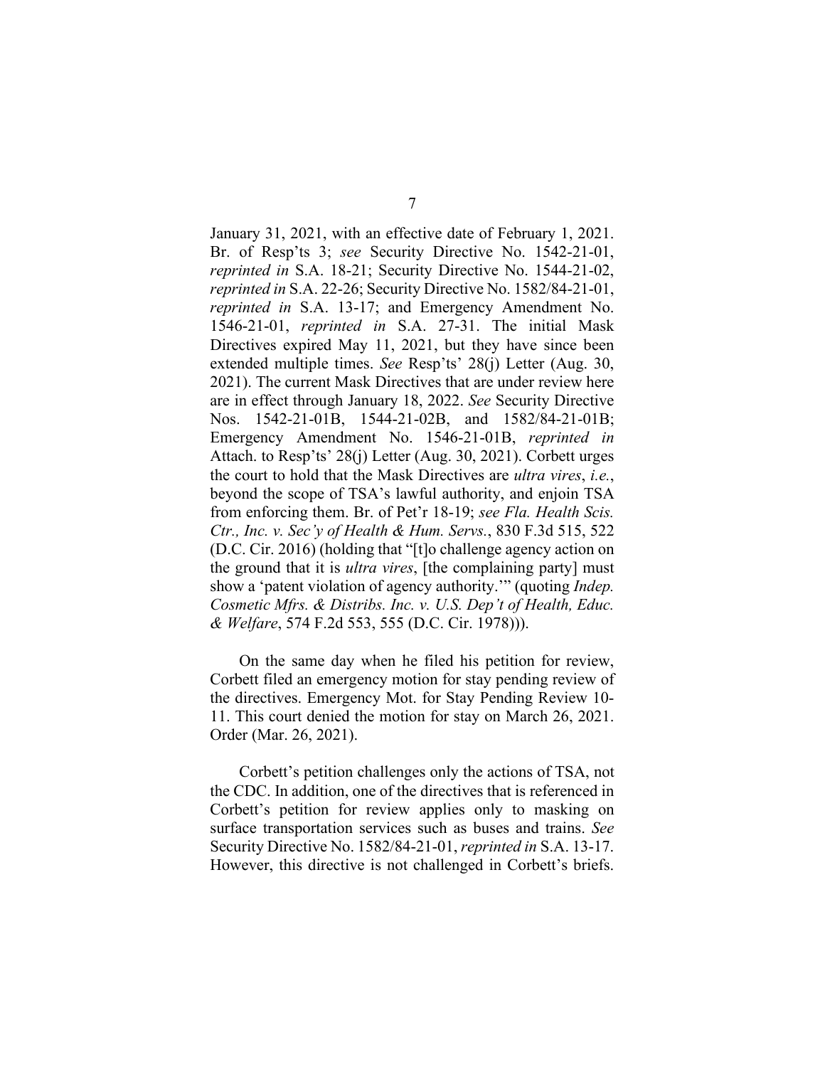January 31, 2021, with an effective date of February 1, 2021. Br. of Resp'ts 3; *see* Security Directive No. 1542-21-01, *reprinted in* S.A. 18-21; Security Directive No. 1544-21-02, *reprinted in* S.A. 22-26; Security Directive No. 1582/84-21-01, *reprinted in* S.A. 13-17; and Emergency Amendment No. 1546-21-01, *reprinted in* S.A. 27-31. The initial Mask Directives expired May 11, 2021, but they have since been extended multiple times. *See* Resp'ts' 28(j) Letter (Aug. 30, 2021). The current Mask Directives that are under review here are in effect through January 18, 2022. *See* Security Directive Nos. 1542-21-01B, 1544-21-02B, and 1582/84-21-01B; Emergency Amendment No. 1546-21-01B, *reprinted in* Attach. to Resp'ts' 28(j) Letter (Aug. 30, 2021). Corbett urges the court to hold that the Mask Directives are *ultra vires*, *i.e.*, beyond the scope of TSA's lawful authority, and enjoin TSA from enforcing them. Br. of Pet'r 18-19; *see Fla. Health Scis. Ctr., Inc. v. Sec'y of Health & Hum. Servs.*, 830 F.3d 515, 522 (D.C. Cir. 2016) (holding that "[t]o challenge agency action on the ground that it is *ultra vires*, [the complaining party] must show a 'patent violation of agency authority.'" (quoting *Indep. Cosmetic Mfrs. & Distribs. Inc. v. U.S. Dep't of Health, Educ. & Welfare*, 574 F.2d 553, 555 (D.C. Cir. 1978))).

On the same day when he filed his petition for review, Corbett filed an emergency motion for stay pending review of the directives. Emergency Mot. for Stay Pending Review 10-11. This court denied the motion for stay on March 26, 2021. Order (Mar. 26, 2021).

Corbett's petition challenges only the actions of TSA, not the CDC. In addition, one of the directives that is referenced in Corbett's petition for review applies only to masking on surface transportation services such as buses and trains. *See* Security Directive No. 1582/84-21-01, *reprinted in* S.A. 13-17. However, this directive is not challenged in Corbett's briefs.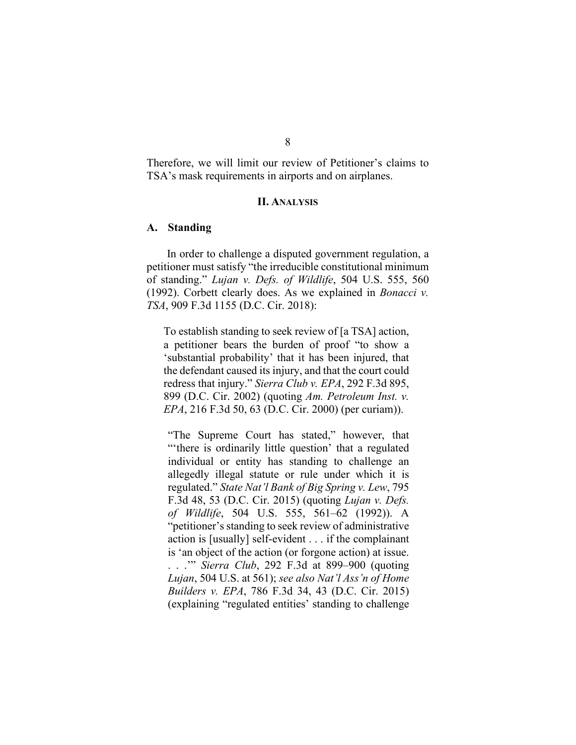Therefore, we will limit our review of Petitioner's claims to TSA's mask requirements in airports and on airplanes.

## II. ANALYSIS

### A. Standing

In order to challenge a disputed government regulation, a petitioner must satisfy "the irreducible constitutional minimum of standing." *Lujan v. Defs. of Wildlife*, 504 U.S. 555, 560 (1992). Corbett clearly does. As we explained in *Bonacci v. TSA*, 909 F.3d 1155 (D.C. Cir. 2018):

> To establish standing to seek review of [a TSA] action, a petitioner bears the burden of proof "to show a 'substantial probability' that it has been injured, that the defendant caused its injury, and that the court could redress that injury." *Sierra Club v. EPA*, 292 F.3d 895, 899 (D.C. Cir. 2002) (quoting *Am. Petroleum Inst. v. EPA*, 216 F.3d 50, 63 (D.C. Cir. 2000) (per curiam)).
>
> "The Supreme Court has stated," however, that "'there is ordinarily little question' that a regulated individual or entity has standing to challenge an allegedly illegal statute or rule under which it is regulated." *State Nat'l Bank of Big Spring v. Lew*, 795 F.3d 48, 53 (D.C. Cir. 2015) (quoting *Lujan v. Defs. of Wildlife*, 504 U.S. 555, 561–62 (1992)). A "petitioner's standing to seek review of administrative action is [usually] self-evident . . . if the complainant is 'an object of the action (or forgone action) at issue. . . .'" *Sierra Club*, 292 F.3d at 899–900 (quoting *Lujan*, 504 U.S. at 561); *see also Nat'l Ass'n of Home Builders v. EPA*, 786 F.3d 34, 43 (D.C. Cir. 2015) (explaining "regulated entities' standing to challenge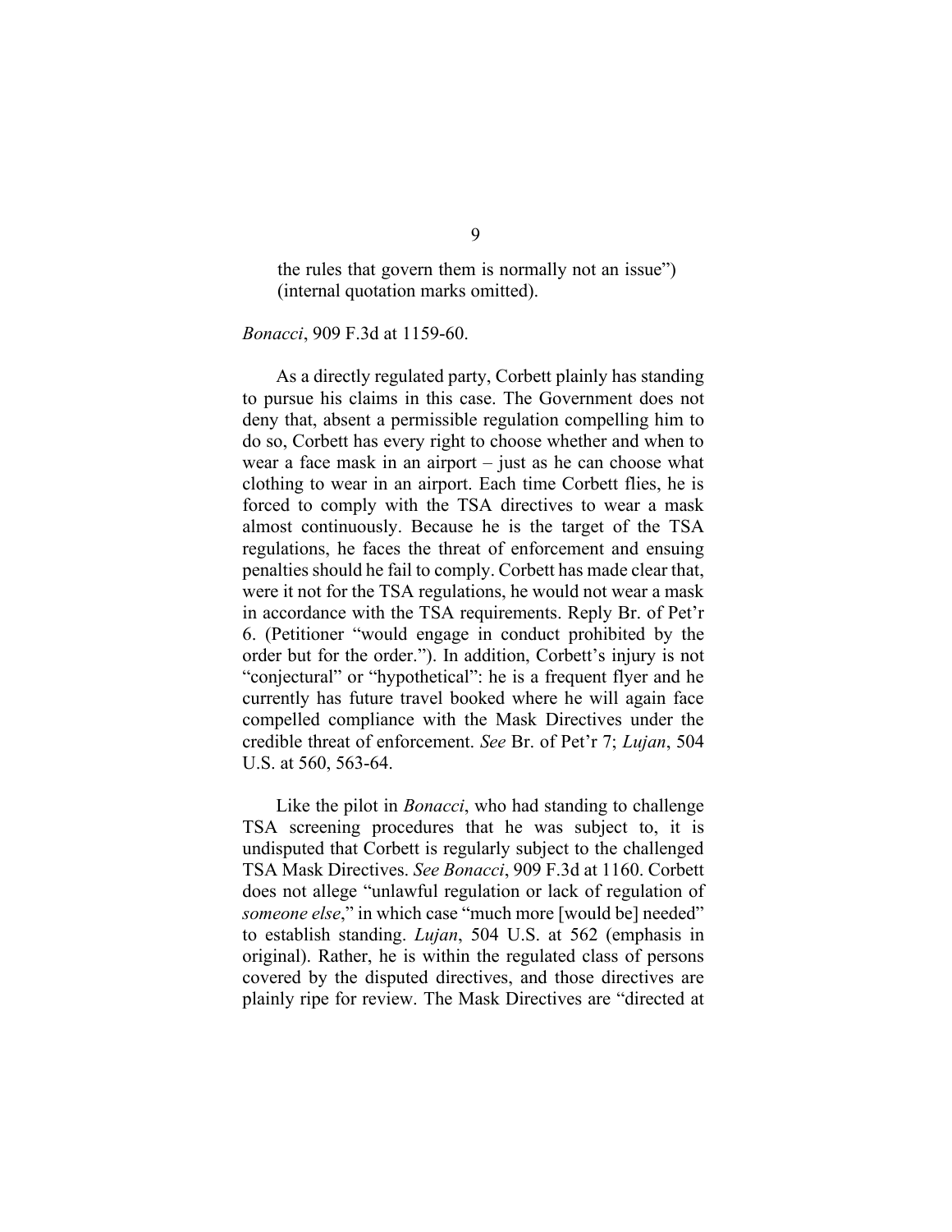> the rules that govern them is normally not an issue") (internal quotation marks omitted).

*Bonacci*, 909 F.3d at 1159-60.

As a directly regulated party, Corbett plainly has standing to pursue his claims in this case. The Government does not deny that, absent a permissible regulation compelling him to do so, Corbett has every right to choose whether and when to wear a face mask in an airport – just as he can choose what clothing to wear in an airport. Each time Corbett flies, he is forced to comply with the TSA directives to wear a mask almost continuously. Because he is the target of the TSA regulations, he faces the threat of enforcement and ensuing penalties should he fail to comply. Corbett has made clear that, were it not for the TSA regulations, he would not wear a mask in accordance with the TSA requirements. Reply Br. of Pet'r 6. (Petitioner "would engage in conduct prohibited by the order but for the order."). In addition, Corbett's injury is not "conjectural" or "hypothetical": he is a frequent flyer and he currently has future travel booked where he will again face compelled compliance with the Mask Directives under the credible threat of enforcement. *See* Br. of Pet'r 7; *Lujan*, 504 U.S. at 560, 563-64.

Like the pilot in *Bonacci*, who had standing to challenge TSA screening procedures that he was subject to, it is undisputed that Corbett is regularly subject to the challenged TSA Mask Directives. *See Bonacci*, 909 F.3d at 1160. Corbett does not allege "unlawful regulation or lack of regulation of *someone else*," in which case "much more [would be] needed" to establish standing. *Lujan*, 504 U.S. at 562 (emphasis in original). Rather, he is within the regulated class of persons covered by the disputed directives, and those directives are plainly ripe for review. The Mask Directives are "directed at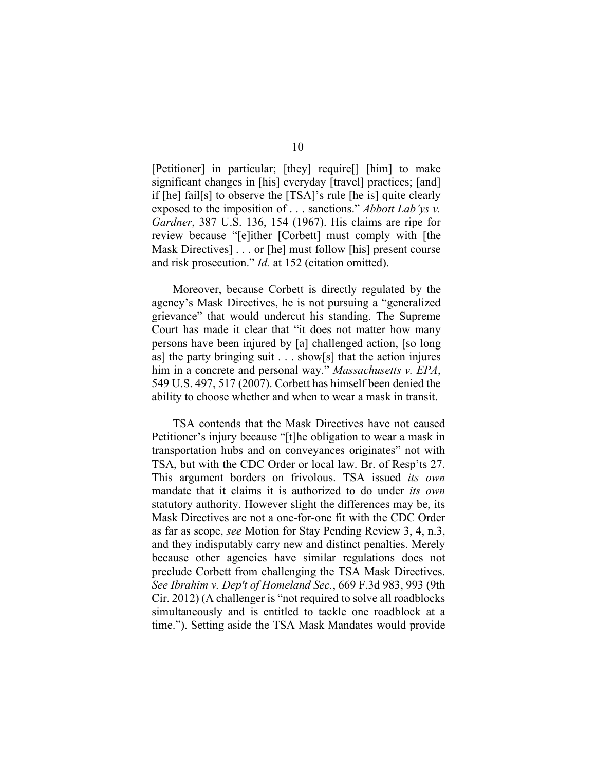[Petitioner] in particular; [they] require[] [him] to make significant changes in [his] everyday [travel] practices; [and] if [he] fail[s] to observe the [TSA]'s rule [he is] quite clearly exposed to the imposition of . . . sanctions." *Abbott Lab'ys v. Gardner*, 387 U.S. 136, 154 (1967). His claims are ripe for review because "[e]ither [Corbett] must comply with [the Mask Directives] . . . or [he] must follow [his] present course and risk prosecution." *Id.* at 152 (citation omitted).

Moreover, because Corbett is directly regulated by the agency's Mask Directives, he is not pursuing a "generalized grievance" that would undercut his standing. The Supreme Court has made it clear that "it does not matter how many persons have been injured by [a] challenged action, [so long as] the party bringing suit . . . show[s] that the action injures him in a concrete and personal way." *Massachusetts v. EPA*, 549 U.S. 497, 517 (2007). Corbett has himself been denied the ability to choose whether and when to wear a mask in transit.

TSA contends that the Mask Directives have not caused Petitioner's injury because "[t]he obligation to wear a mask in transportation hubs and on conveyances originates" not with TSA, but with the CDC Order or local law. Br. of Resp'ts 27. This argument borders on frivolous. TSA issued *its own* mandate that it claims it is authorized to do under *its own* statutory authority. However slight the differences may be, its Mask Directives are not a one-for-one fit with the CDC Order as far as scope, *see* Motion for Stay Pending Review 3, 4, n.3, and they indisputably carry new and distinct penalties. Merely because other agencies have similar regulations does not preclude Corbett from challenging the TSA Mask Directives. *See Ibrahim v. Dep't of Homeland Sec.*, 669 F.3d 983, 993 (9th Cir. 2012) (A challenger is "not required to solve all roadblocks simultaneously and is entitled to tackle one roadblock at a time."). Setting aside the TSA Mask Mandates would provide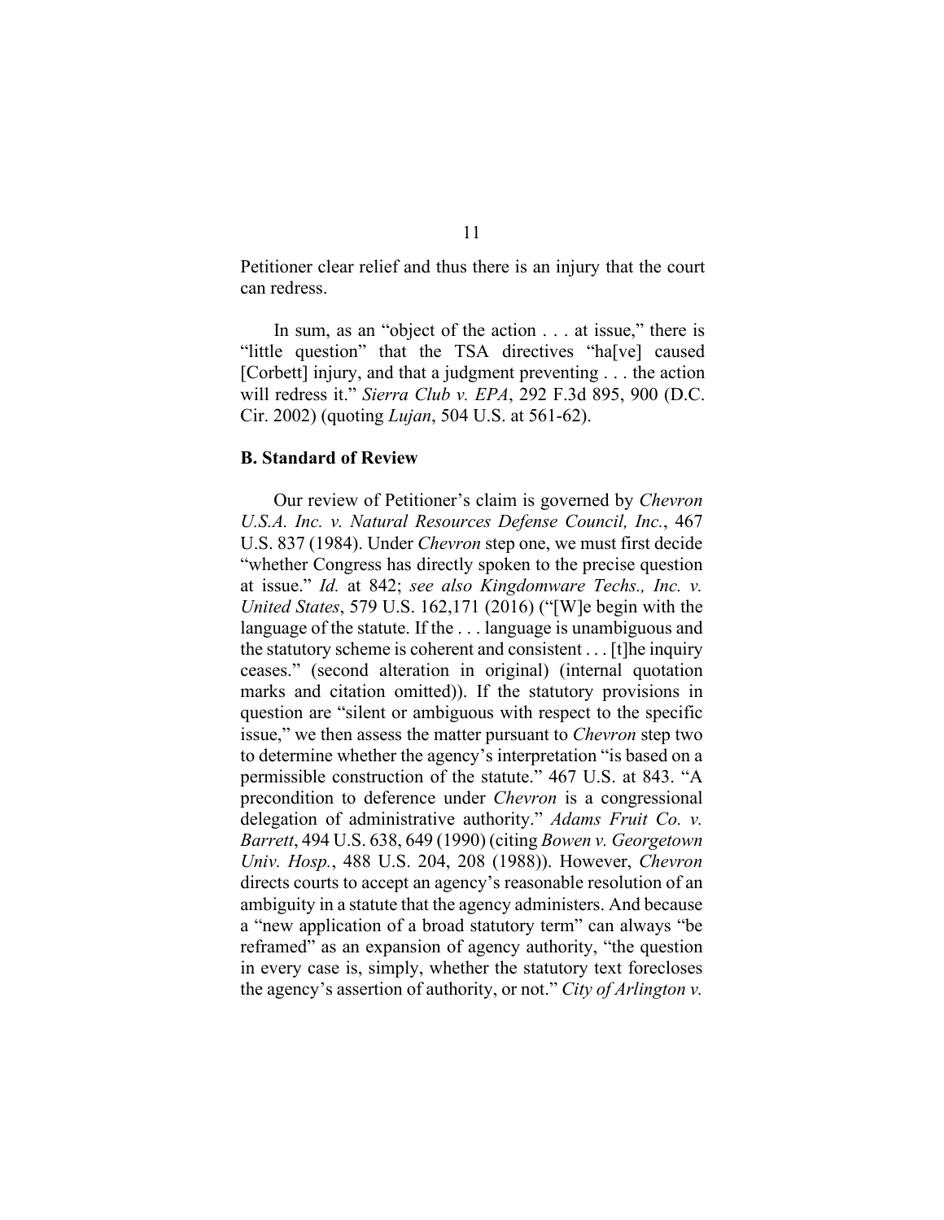Petitioner clear relief and thus there is an injury that the court can redress.

In sum, as an "object of the action . . . at issue," there is "little question" that the TSA directives "ha[ve] caused [Corbett] injury, and that a judgment preventing . . . the action will redress it." *Sierra Club v. EPA*, 292 F.3d 895, 900 (D.C. Cir. 2002) (quoting *Lujan*, 504 U.S. at 561-62).

**B. Standard of Review**

Our review of Petitioner's claim is governed by *Chevron U.S.A. Inc. v. Natural Resources Defense Council, Inc.*, 467 U.S. 837 (1984). Under *Chevron* step one, we must first decide "whether Congress has directly spoken to the precise question at issue." *Id.* at 842; *see also Kingdomware Techs., Inc. v. United States*, 579 U.S. 162,171 (2016) ("[W]e begin with the language of the statute. If the . . . language is unambiguous and the statutory scheme is coherent and consistent . . . [t]he inquiry ceases." (second alteration in original) (internal quotation marks and citation omitted)). If the statutory provisions in question are "silent or ambiguous with respect to the specific issue," we then assess the matter pursuant to *Chevron* step two to determine whether the agency's interpretation "is based on a permissible construction of the statute." 467 U.S. at 843. "A precondition to deference under *Chevron* is a congressional delegation of administrative authority." *Adams Fruit Co. v. Barrett*, 494 U.S. 638, 649 (1990) (citing *Bowen v. Georgetown Univ. Hosp.*, 488 U.S. 204, 208 (1988)). However, *Chevron* directs courts to accept an agency's reasonable resolution of an ambiguity in a statute that the agency administers. And because a "new application of a broad statutory term" can always "be reframed" as an expansion of agency authority, "the question in every case is, simply, whether the statutory text forecloses the agency's assertion of authority, or not." *City of Arlington v.*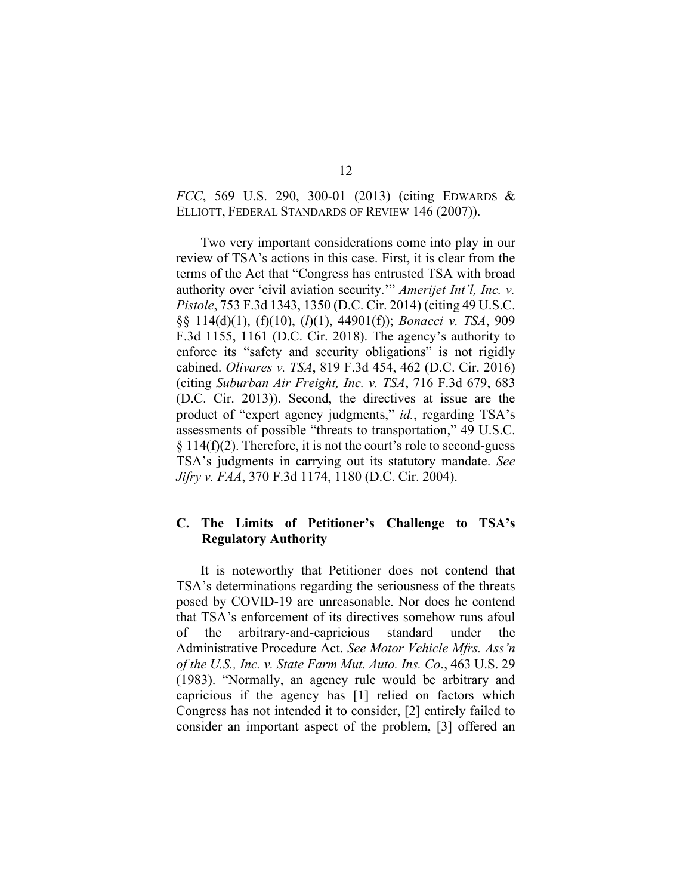*FCC*, 569 U.S. 290, 300-01 (2013) (citing EDWARDS & ELLIOTT, FEDERAL STANDARDS OF REVIEW 146 (2007)).

Two very important considerations come into play in our review of TSA's actions in this case. First, it is clear from the terms of the Act that "Congress has entrusted TSA with broad authority over 'civil aviation security.'" *Amerijet Int'l, Inc. v. Pistole*, 753 F.3d 1343, 1350 (D.C. Cir. 2014) (citing 49 U.S.C. §§ 114(d)(1), (f)(10), (*l*)(1), 44901(f)); *Bonacci v. TSA*, 909 F.3d 1155, 1161 (D.C. Cir. 2018). The agency's authority to enforce its "safety and security obligations" is not rigidly cabined. *Olivares v. TSA*, 819 F.3d 454, 462 (D.C. Cir. 2016) (citing *Suburban Air Freight, Inc. v. TSA*, 716 F.3d 679, 683 (D.C. Cir. 2013)). Second, the directives at issue are the product of "expert agency judgments," *id.*, regarding TSA's assessments of possible "threats to transportation," 49 U.S.C. § 114(f)(2). Therefore, it is not the court's role to second-guess TSA's judgments in carrying out its statutory mandate. *See Jifry v. FAA*, 370 F.3d 1174, 1180 (D.C. Cir. 2004).

### C. The Limits of Petitioner's Challenge to TSA's Regulatory Authority

It is noteworthy that Petitioner does not contend that TSA's determinations regarding the seriousness of the threats posed by COVID-19 are unreasonable. Nor does he contend that TSA's enforcement of its directives somehow runs afoul of the arbitrary-and-capricious standard under the Administrative Procedure Act. *See Motor Vehicle Mfrs. Ass'n of the U.S., Inc. v. State Farm Mut. Auto. Ins. Co*., 463 U.S. 29 (1983). "Normally, an agency rule would be arbitrary and capricious if the agency has [1] relied on factors which Congress has not intended it to consider, [2] entirely failed to consider an important aspect of the problem, [3] offered an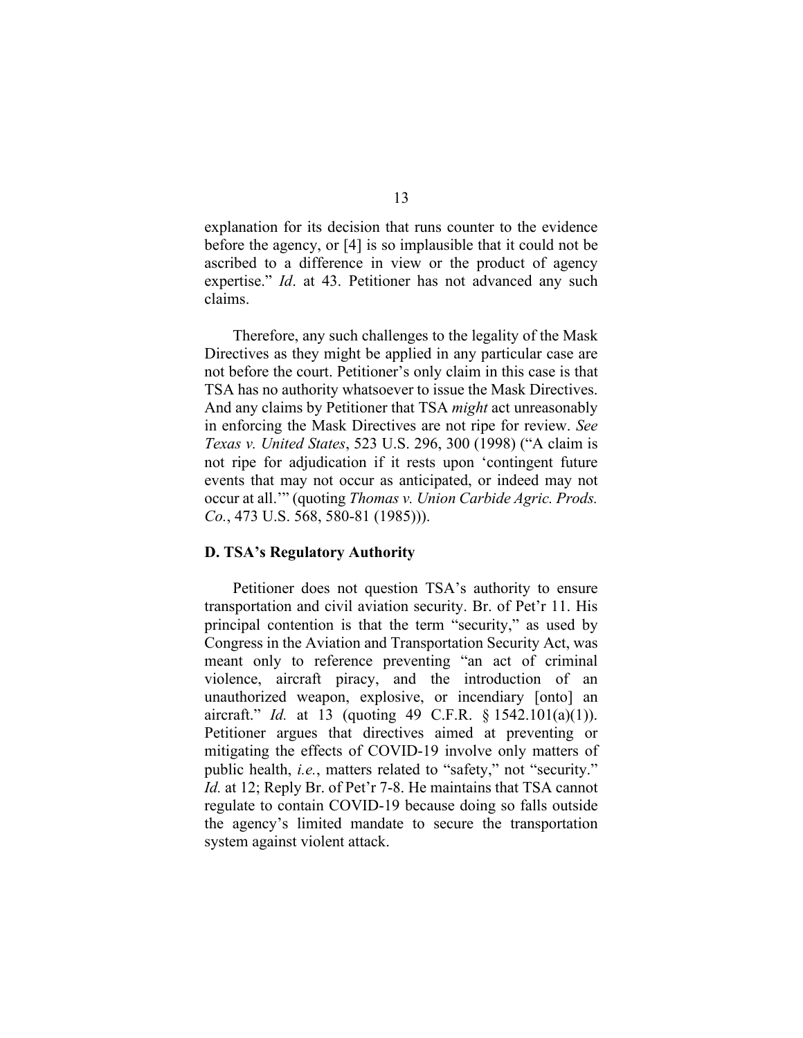explanation for its decision that runs counter to the evidence before the agency, or [4] is so implausible that it could not be ascribed to a difference in view or the product of agency expertise." *Id*. at 43. Petitioner has not advanced any such claims.

Therefore, any such challenges to the legality of the Mask Directives as they might be applied in any particular case are not before the court. Petitioner's only claim in this case is that TSA has no authority whatsoever to issue the Mask Directives. And any claims by Petitioner that TSA *might* act unreasonably in enforcing the Mask Directives are not ripe for review. *See Texas v. United States*, 523 U.S. 296, 300 (1998) ("A claim is not ripe for adjudication if it rests upon 'contingent future events that may not occur as anticipated, or indeed may not occur at all.'" (quoting *Thomas v. Union Carbide Agric. Prods. Co.*, 473 U.S. 568, 580-81 (1985))).

### D. TSA's Regulatory Authority

Petitioner does not question TSA's authority to ensure transportation and civil aviation security. Br. of Pet'r 11. His principal contention is that the term "security," as used by Congress in the Aviation and Transportation Security Act, was meant only to reference preventing "an act of criminal violence, aircraft piracy, and the introduction of an unauthorized weapon, explosive, or incendiary [onto] an aircraft." *Id.* at 13 (quoting 49 C.F.R. § 1542.101(a)(1)). Petitioner argues that directives aimed at preventing or mitigating the effects of COVID-19 involve only matters of public health, *i.e.*, matters related to "safety," not "security." *Id.* at 12; Reply Br. of Pet'r 7-8. He maintains that TSA cannot regulate to contain COVID-19 because doing so falls outside the agency's limited mandate to secure the transportation system against violent attack.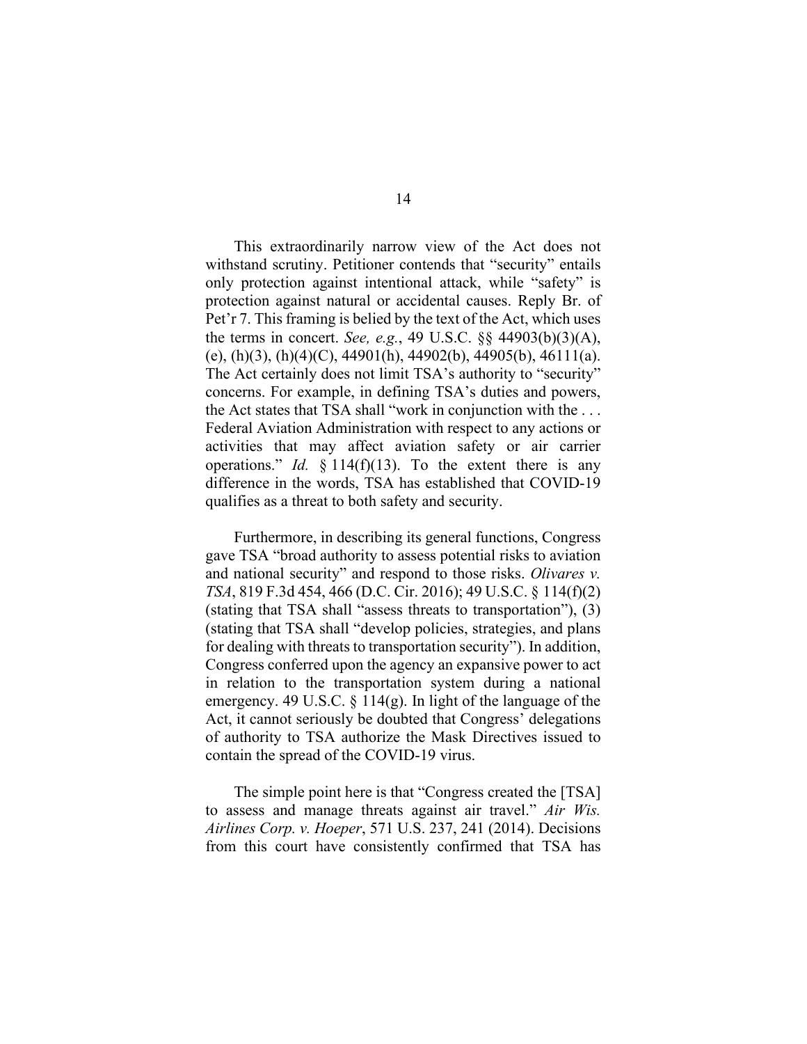This extraordinarily narrow view of the Act does not withstand scrutiny. Petitioner contends that "security" entails only protection against intentional attack, while "safety" is protection against natural or accidental causes. Reply Br. of Pet'r 7. This framing is belied by the text of the Act, which uses the terms in concert. *See, e.g.*, 49 U.S.C. §§ 44903(b)(3)(A), (e), (h)(3), (h)(4)(C), 44901(h), 44902(b), 44905(b), 46111(a). The Act certainly does not limit TSA's authority to "security" concerns. For example, in defining TSA's duties and powers, the Act states that TSA shall "work in conjunction with the . . . Federal Aviation Administration with respect to any actions or activities that may affect aviation safety or air carrier operations." *Id.* § 114(f)(13). To the extent there is any difference in the words, TSA has established that COVID-19 qualifies as a threat to both safety and security.

Furthermore, in describing its general functions, Congress gave TSA "broad authority to assess potential risks to aviation and national security" and respond to those risks. *Olivares v. TSA*, 819 F.3d 454, 466 (D.C. Cir. 2016); 49 U.S.C. § 114(f)(2) (stating that TSA shall "assess threats to transportation"), (3) (stating that TSA shall "develop policies, strategies, and plans for dealing with threats to transportation security"). In addition, Congress conferred upon the agency an expansive power to act in relation to the transportation system during a national emergency. 49 U.S.C. § 114(g). In light of the language of the Act, it cannot seriously be doubted that Congress' delegations of authority to TSA authorize the Mask Directives issued to contain the spread of the COVID-19 virus.

The simple point here is that "Congress created the [TSA] to assess and manage threats against air travel." *Air Wis. Airlines Corp. v. Hoeper*, 571 U.S. 237, 241 (2014). Decisions from this court have consistently confirmed that TSA has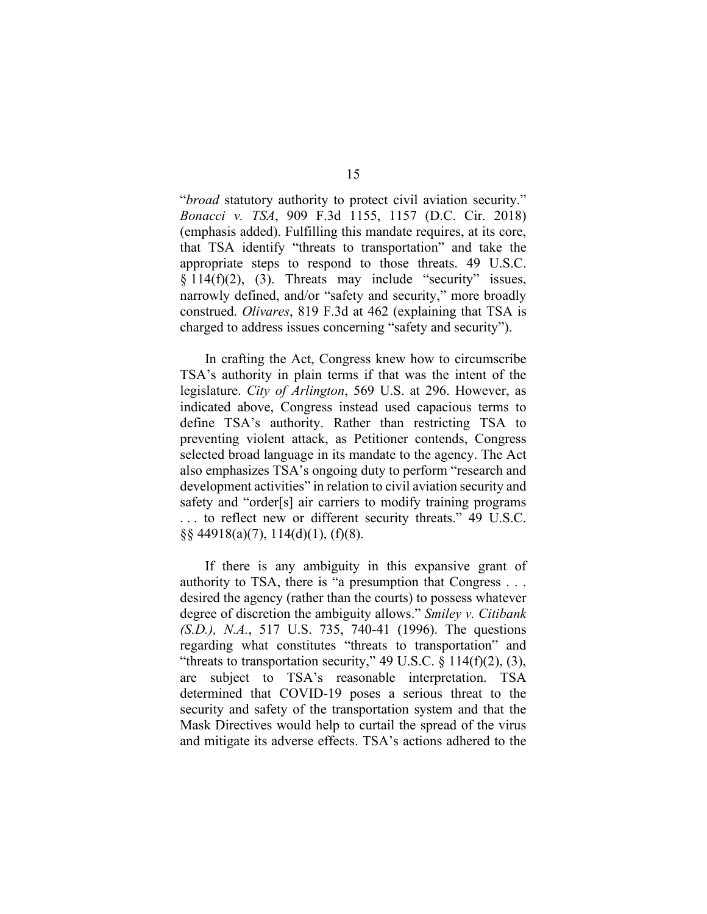"*broad* statutory authority to protect civil aviation security." *Bonacci v. TSA*, 909 F.3d 1155, 1157 (D.C. Cir. 2018) (emphasis added). Fulfilling this mandate requires, at its core, that TSA identify "threats to transportation" and take the appropriate steps to respond to those threats. 49 U.S.C. § 114(f)(2), (3). Threats may include "security" issues, narrowly defined, and/or "safety and security," more broadly construed. *Olivares*, 819 F.3d at 462 (explaining that TSA is charged to address issues concerning "safety and security").

In crafting the Act, Congress knew how to circumscribe TSA's authority in plain terms if that was the intent of the legislature. *City of Arlington*, 569 U.S. at 296. However, as indicated above, Congress instead used capacious terms to define TSA's authority. Rather than restricting TSA to preventing violent attack, as Petitioner contends, Congress selected broad language in its mandate to the agency. The Act also emphasizes TSA's ongoing duty to perform "research and development activities" in relation to civil aviation security and safety and "order[s] air carriers to modify training programs . . . to reflect new or different security threats." 49 U.S.C. §§ 44918(a)(7), 114(d)(1), (f)(8).

If there is any ambiguity in this expansive grant of authority to TSA, there is "a presumption that Congress . . . desired the agency (rather than the courts) to possess whatever degree of discretion the ambiguity allows." *Smiley v. Citibank (S.D.), N.A.*, 517 U.S. 735, 740-41 (1996). The questions regarding what constitutes "threats to transportation" and "threats to transportation security," 49 U.S.C. § 114(f)(2), (3), are subject to TSA's reasonable interpretation. TSA determined that COVID-19 poses a serious threat to the security and safety of the transportation system and that the Mask Directives would help to curtail the spread of the virus and mitigate its adverse effects. TSA's actions adhered to the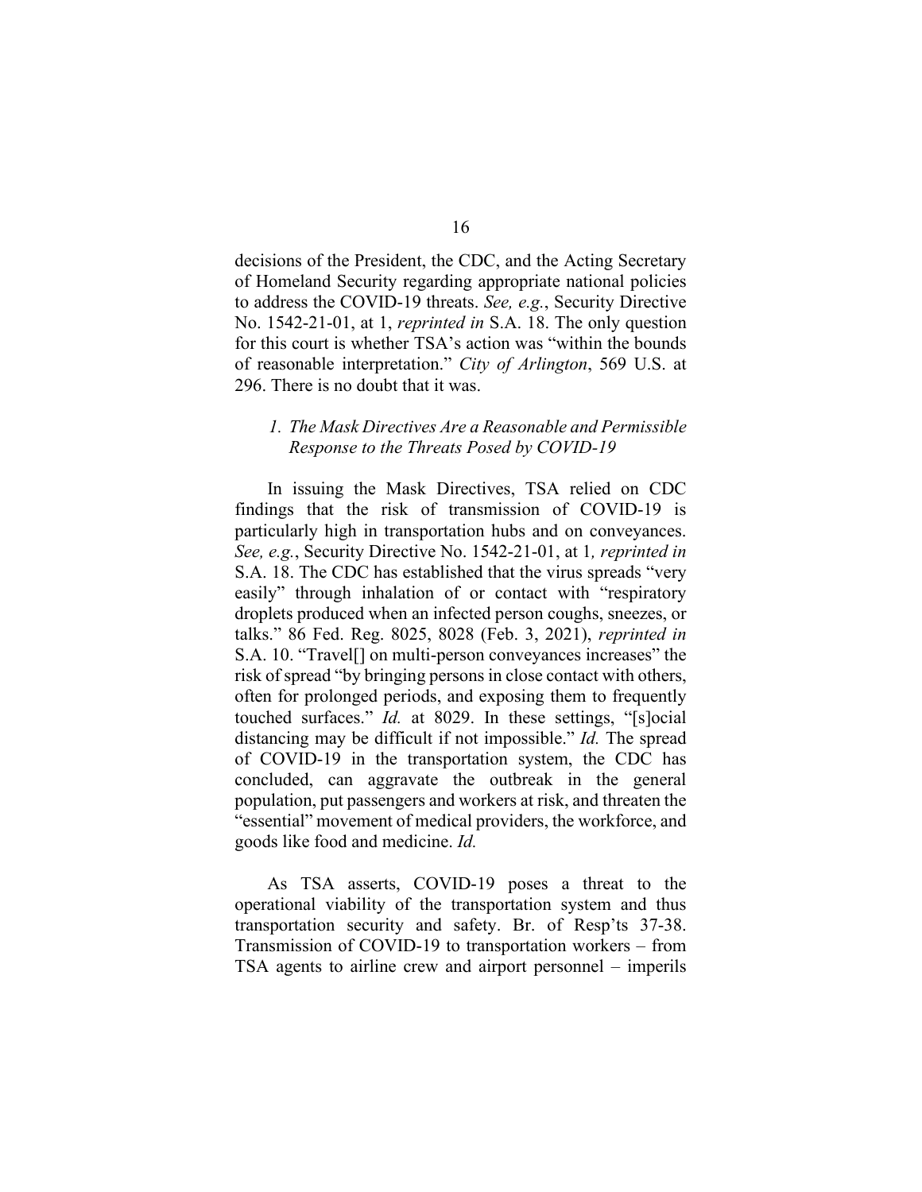decisions of the President, the CDC, and the Acting Secretary of Homeland Security regarding appropriate national policies to address the COVID-19 threats. *See, e.g.*, Security Directive No. 1542-21-01, at 1, *reprinted in* S.A. 18. The only question for this court is whether TSA's action was "within the bounds of reasonable interpretation." *City of Arlington*, 569 U.S. at 296. There is no doubt that it was.

### *1. The Mask Directives Are a Reasonable and Permissible Response to the Threats Posed by COVID-19*

In issuing the Mask Directives, TSA relied on CDC findings that the risk of transmission of COVID-19 is particularly high in transportation hubs and on conveyances. *See, e.g.*, Security Directive No. 1542-21-01, at 1*, reprinted in* S.A. 18. The CDC has established that the virus spreads "very easily" through inhalation of or contact with "respiratory droplets produced when an infected person coughs, sneezes, or talks." 86 Fed. Reg. 8025, 8028 (Feb. 3, 2021), *reprinted in* S.A. 10. "Travel[] on multi-person conveyances increases" the risk of spread "by bringing persons in close contact with others, often for prolonged periods, and exposing them to frequently touched surfaces." *Id.* at 8029. In these settings, "[s]ocial distancing may be difficult if not impossible." *Id.* The spread of COVID-19 in the transportation system, the CDC has concluded, can aggravate the outbreak in the general population, put passengers and workers at risk, and threaten the "essential" movement of medical providers, the workforce, and goods like food and medicine. *Id.*

As TSA asserts, COVID-19 poses a threat to the operational viability of the transportation system and thus transportation security and safety. Br. of Resp'ts 37-38. Transmission of COVID-19 to transportation workers – from TSA agents to airline crew and airport personnel – imperils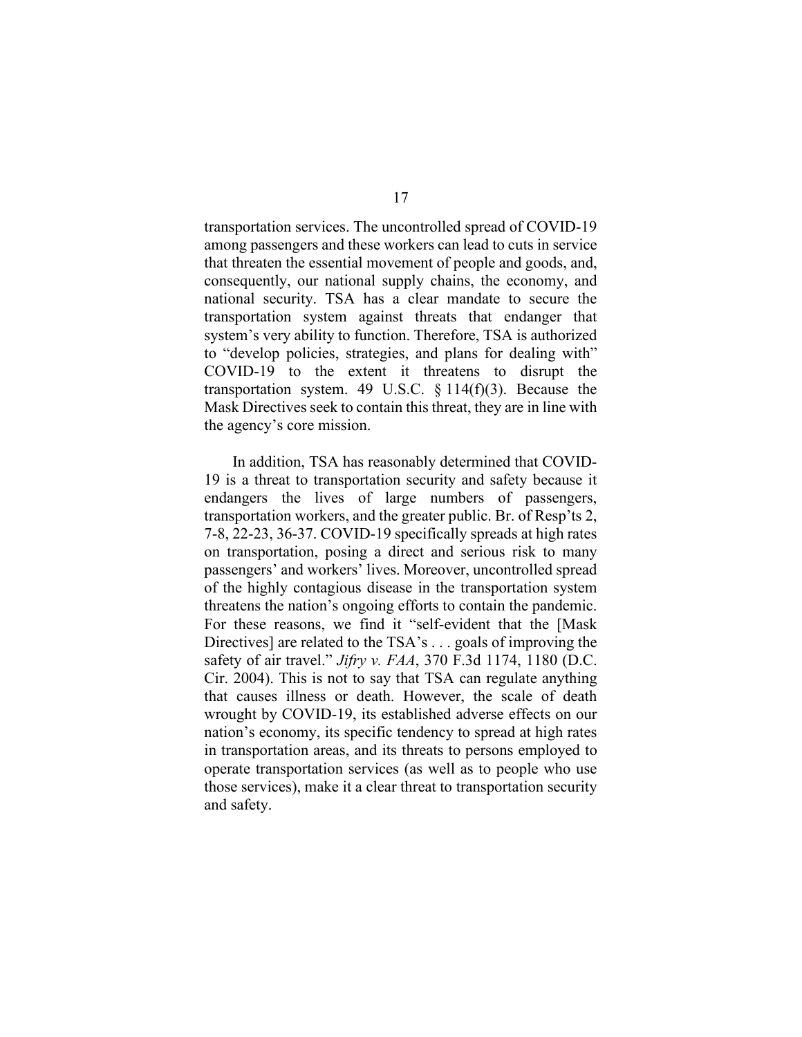transportation services. The uncontrolled spread of COVID-19 among passengers and these workers can lead to cuts in service that threaten the essential movement of people and goods, and, consequently, our national supply chains, the economy, and national security. TSA has a clear mandate to secure the transportation system against threats that endanger that system's very ability to function. Therefore, TSA is authorized to "develop policies, strategies, and plans for dealing with" COVID-19 to the extent it threatens to disrupt the transportation system. 49 U.S.C. § 114(f)(3). Because the Mask Directives seek to contain this threat, they are in line with the agency's core mission.

In addition, TSA has reasonably determined that COVID-19 is a threat to transportation security and safety because it endangers the lives of large numbers of passengers, transportation workers, and the greater public. Br. of Resp'ts 2, 7-8, 22-23, 36-37. COVID-19 specifically spreads at high rates on transportation, posing a direct and serious risk to many passengers' and workers' lives. Moreover, uncontrolled spread of the highly contagious disease in the transportation system threatens the nation's ongoing efforts to contain the pandemic. For these reasons, we find it "self-evident that the [Mask Directives] are related to the TSA's . . . goals of improving the safety of air travel." *Jifry v. FAA*, 370 F.3d 1174, 1180 (D.C. Cir. 2004). This is not to say that TSA can regulate anything that causes illness or death. However, the scale of death wrought by COVID-19, its established adverse effects on our nation's economy, its specific tendency to spread at high rates in transportation areas, and its threats to persons employed to operate transportation services (as well as to people who use those services), make it a clear threat to transportation security and safety.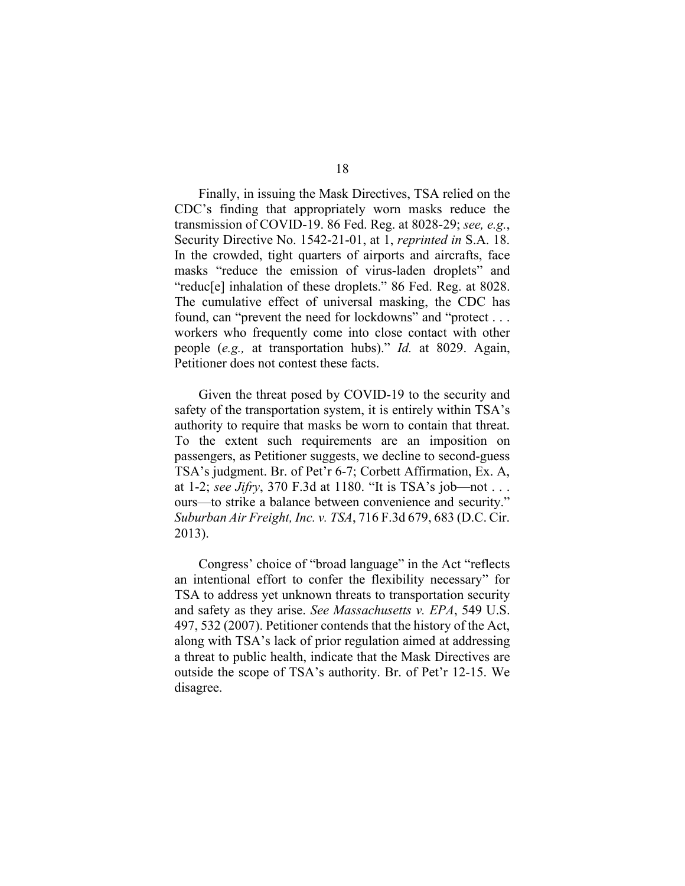Finally, in issuing the Mask Directives, TSA relied on the CDC's finding that appropriately worn masks reduce the transmission of COVID-19. 86 Fed. Reg. at 8028-29; *see, e.g.*, Security Directive No. 1542-21-01, at 1, *reprinted in* S.A. 18. In the crowded, tight quarters of airports and aircrafts, face masks "reduce the emission of virus-laden droplets" and "reduc[e] inhalation of these droplets." 86 Fed. Reg. at 8028. The cumulative effect of universal masking, the CDC has found, can "prevent the need for lockdowns" and "protect . . . workers who frequently come into close contact with other people (*e.g.,* at transportation hubs)." *Id.* at 8029. Again, Petitioner does not contest these facts.

Given the threat posed by COVID-19 to the security and safety of the transportation system, it is entirely within TSA's authority to require that masks be worn to contain that threat. To the extent such requirements are an imposition on passengers, as Petitioner suggests, we decline to second-guess TSA's judgment. Br. of Pet'r 6-7; Corbett Affirmation, Ex. A, at 1-2; *see Jifry*, 370 F.3d at 1180. "It is TSA's job—not . . . ours—to strike a balance between convenience and security." *Suburban Air Freight, Inc. v. TSA*, 716 F.3d 679, 683 (D.C. Cir. 2013).

Congress' choice of "broad language" in the Act "reflects an intentional effort to confer the flexibility necessary" for TSA to address yet unknown threats to transportation security and safety as they arise. *See Massachusetts v. EPA*, 549 U.S. 497, 532 (2007). Petitioner contends that the history of the Act, along with TSA's lack of prior regulation aimed at addressing a threat to public health, indicate that the Mask Directives are outside the scope of TSA's authority. Br. of Pet'r 12-15. We disagree.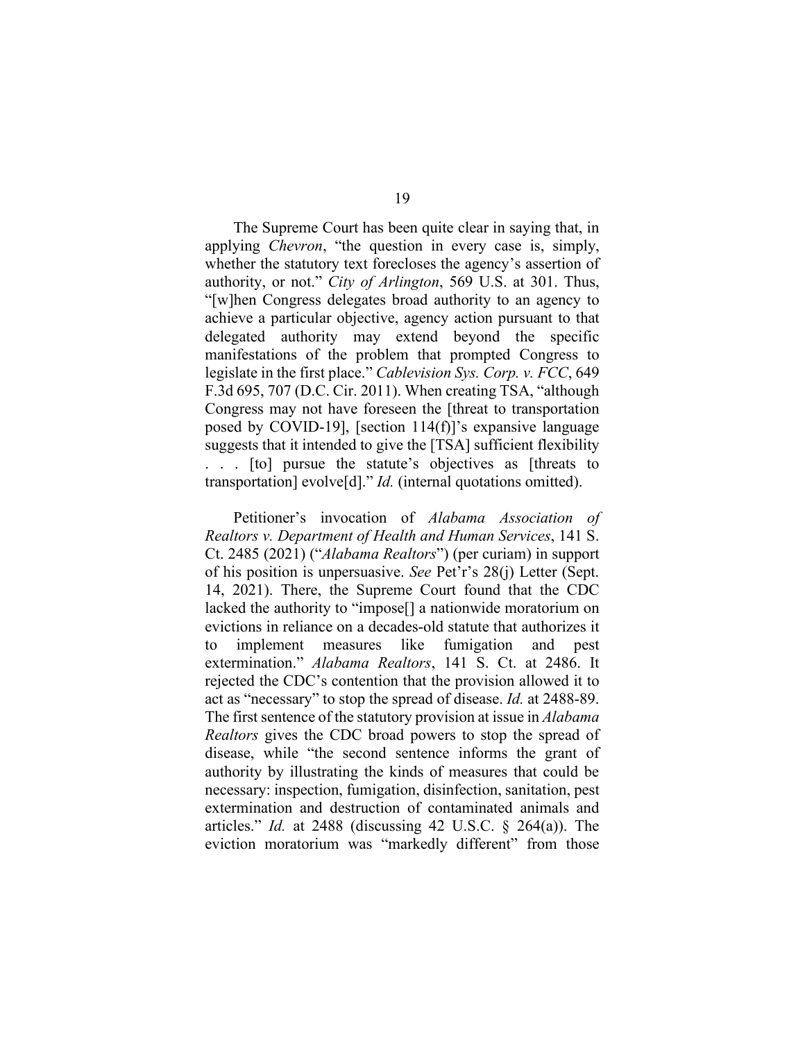The Supreme Court has been quite clear in saying that, in applying *Chevron*, "the question in every case is, simply, whether the statutory text forecloses the agency's assertion of authority, or not." *City of Arlington*, 569 U.S. at 301. Thus, "[w]hen Congress delegates broad authority to an agency to achieve a particular objective, agency action pursuant to that delegated authority may extend beyond the specific manifestations of the problem that prompted Congress to legislate in the first place." *Cablevision Sys. Corp. v. FCC*, 649 F.3d 695, 707 (D.C. Cir. 2011). When creating TSA, "although Congress may not have foreseen the [threat to transportation posed by COVID-19], [section 114(f)]'s expansive language suggests that it intended to give the [TSA] sufficient flexibility . . . [to] pursue the statute's objectives as [threats to transportation] evolve[d]." *Id.* (internal quotations omitted).

Petitioner's invocation of *Alabama Association of Realtors v. Department of Health and Human Services*, 141 S. Ct. 2485 (2021) ("*Alabama Realtors*") (per curiam) in support of his position is unpersuasive. *See* Pet'r's 28(j) Letter (Sept. 14, 2021). There, the Supreme Court found that the CDC lacked the authority to "impose[] a nationwide moratorium on evictions in reliance on a decades-old statute that authorizes it to implement measures like fumigation and pest extermination." *Alabama Realtors*, 141 S. Ct. at 2486. It rejected the CDC's contention that the provision allowed it to act as "necessary" to stop the spread of disease. *Id.* at 2488-89. The first sentence of the statutory provision at issue in *Alabama Realtors* gives the CDC broad powers to stop the spread of disease, while "the second sentence informs the grant of authority by illustrating the kinds of measures that could be necessary: inspection, fumigation, disinfection, sanitation, pest extermination and destruction of contaminated animals and articles." *Id.* at 2488 (discussing 42 U.S.C. § 264(a)). The eviction moratorium was "markedly different" from those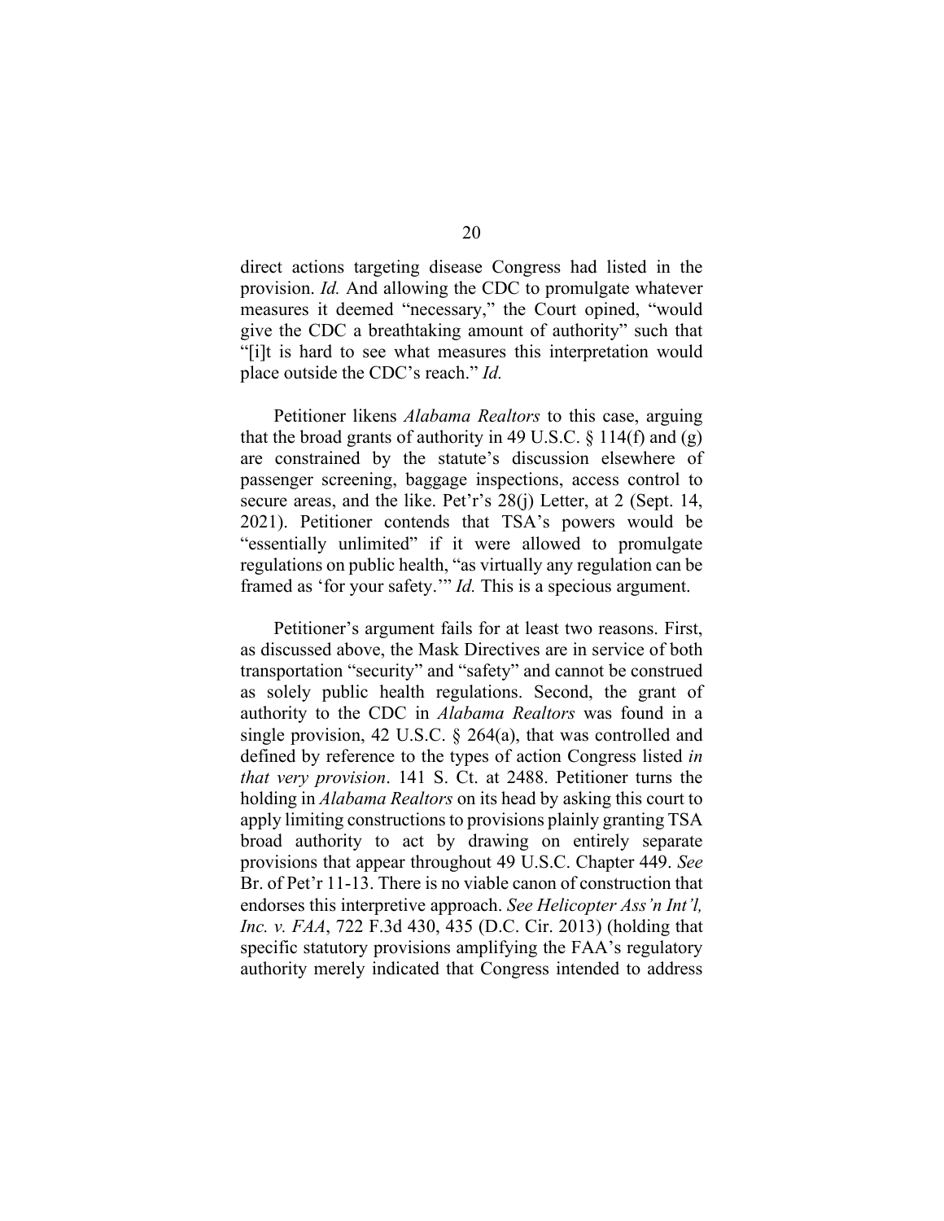direct actions targeting disease Congress had listed in the provision. *Id.* And allowing the CDC to promulgate whatever measures it deemed "necessary," the Court opined, "would give the CDC a breathtaking amount of authority" such that "[i]t is hard to see what measures this interpretation would place outside the CDC's reach." *Id.*

Petitioner likens *Alabama Realtors* to this case, arguing that the broad grants of authority in 49 U.S.C. § 114(f) and (g) are constrained by the statute's discussion elsewhere of passenger screening, baggage inspections, access control to secure areas, and the like. Pet'r's 28(j) Letter, at 2 (Sept. 14, 2021). Petitioner contends that TSA's powers would be "essentially unlimited" if it were allowed to promulgate regulations on public health, "as virtually any regulation can be framed as 'for your safety.'" *Id.* This is a specious argument.

Petitioner's argument fails for at least two reasons. First, as discussed above, the Mask Directives are in service of both transportation "security" and "safety" and cannot be construed as solely public health regulations. Second, the grant of authority to the CDC in *Alabama Realtors* was found in a single provision, 42 U.S.C. § 264(a), that was controlled and defined by reference to the types of action Congress listed *in that very provision*. 141 S. Ct. at 2488. Petitioner turns the holding in *Alabama Realtors* on its head by asking this court to apply limiting constructions to provisions plainly granting TSA broad authority to act by drawing on entirely separate provisions that appear throughout 49 U.S.C. Chapter 449. *See* Br. of Pet'r 11-13. There is no viable canon of construction that endorses this interpretive approach. *See Helicopter Ass'n Int'l, Inc. v. FAA*, 722 F.3d 430, 435 (D.C. Cir. 2013) (holding that specific statutory provisions amplifying the FAA's regulatory authority merely indicated that Congress intended to address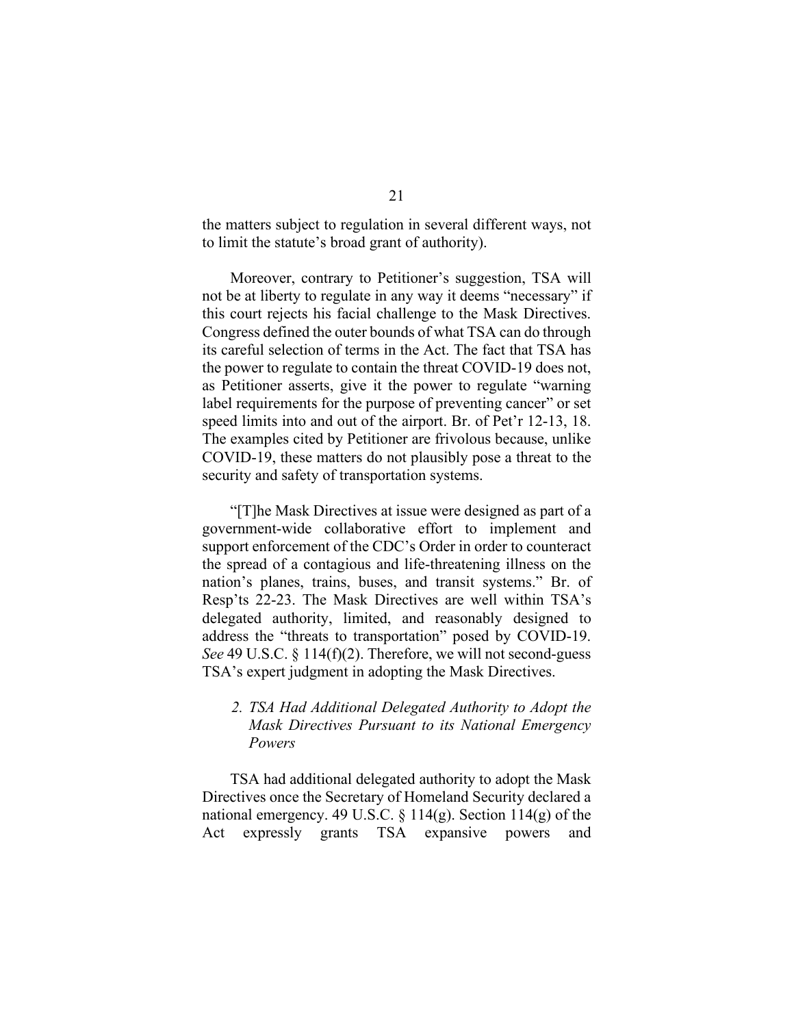the matters subject to regulation in several different ways, not to limit the statute's broad grant of authority).

Moreover, contrary to Petitioner's suggestion, TSA will not be at liberty to regulate in any way it deems "necessary" if this court rejects his facial challenge to the Mask Directives. Congress defined the outer bounds of what TSA can do through its careful selection of terms in the Act. The fact that TSA has the power to regulate to contain the threat COVID-19 does not, as Petitioner asserts, give it the power to regulate "warning label requirements for the purpose of preventing cancer" or set speed limits into and out of the airport. Br. of Pet'r 12-13, 18. The examples cited by Petitioner are frivolous because, unlike COVID-19, these matters do not plausibly pose a threat to the security and safety of transportation systems.

"[T]he Mask Directives at issue were designed as part of a government-wide collaborative effort to implement and support enforcement of the CDC's Order in order to counteract the spread of a contagious and life-threatening illness on the nation's planes, trains, buses, and transit systems." Br. of Resp'ts 22-23. The Mask Directives are well within TSA's delegated authority, limited, and reasonably designed to address the "threats to transportation" posed by COVID-19. *See* 49 U.S.C. § 114(f)(2). Therefore, we will not second-guess TSA's expert judgment in adopting the Mask Directives.

*2. TSA Had Additional Delegated Authority to Adopt the Mask Directives Pursuant to its National Emergency Powers*

TSA had additional delegated authority to adopt the Mask Directives once the Secretary of Homeland Security declared a national emergency. 49 U.S.C. § 114(g). Section 114(g) of the Act expressly grants TSA expansive powers and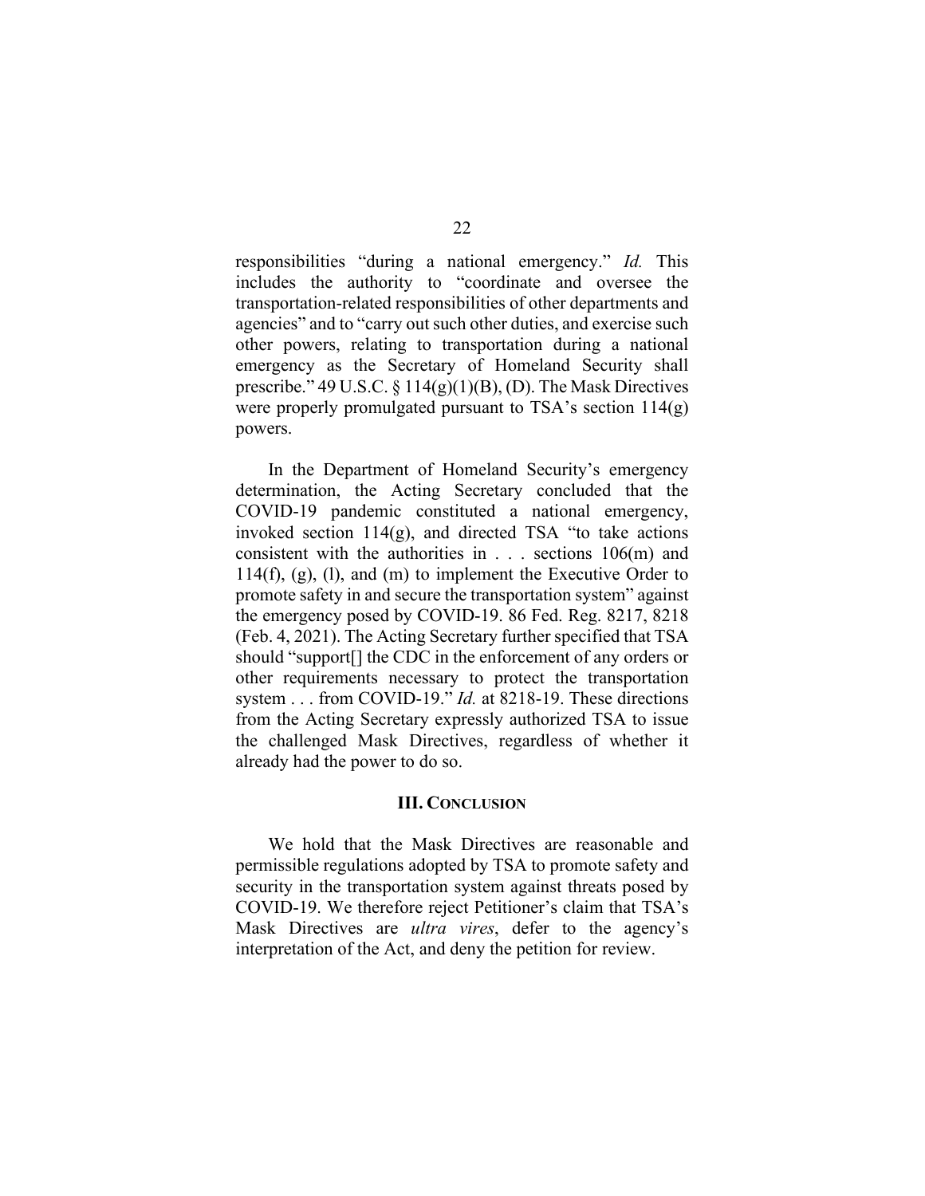responsibilities "during a national emergency." *Id.* This includes the authority to "coordinate and oversee the transportation-related responsibilities of other departments and agencies" and to "carry out such other duties, and exercise such other powers, relating to transportation during a national emergency as the Secretary of Homeland Security shall prescribe." 49 U.S.C. § 114(g)(1)(B), (D). The Mask Directives were properly promulgated pursuant to TSA's section 114(g) powers.

In the Department of Homeland Security's emergency determination, the Acting Secretary concluded that the COVID-19 pandemic constituted a national emergency, invoked section 114(g), and directed TSA "to take actions consistent with the authorities in . . . sections 106(m) and 114(f), (g), (l), and (m) to implement the Executive Order to promote safety in and secure the transportation system" against the emergency posed by COVID-19. 86 Fed. Reg. 8217, 8218 (Feb. 4, 2021). The Acting Secretary further specified that TSA should "support[] the CDC in the enforcement of any orders or other requirements necessary to protect the transportation system . . . from COVID-19." *Id.* at 8218-19. These directions from the Acting Secretary expressly authorized TSA to issue the challenged Mask Directives, regardless of whether it already had the power to do so.

## III. CONCLUSION

We hold that the Mask Directives are reasonable and permissible regulations adopted by TSA to promote safety and security in the transportation system against threats posed by COVID-19. We therefore reject Petitioner's claim that TSA's Mask Directives are *ultra vires*, defer to the agency's interpretation of the Act, and deny the petition for review.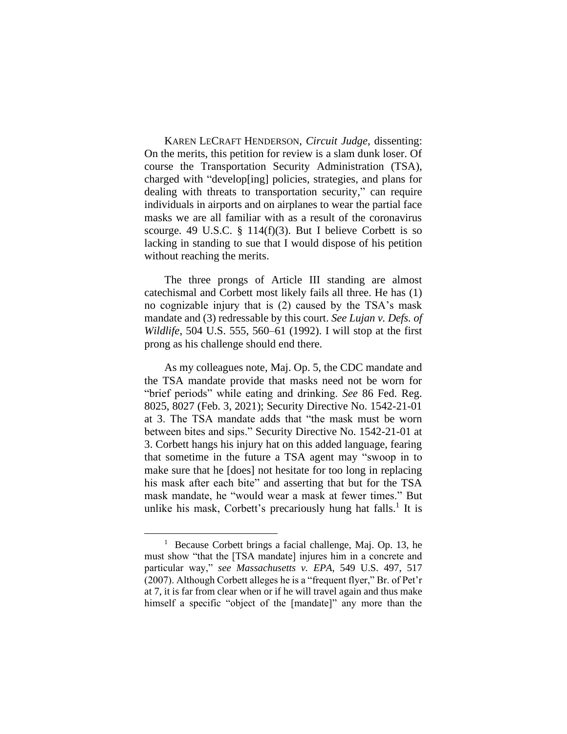KAREN LECRAFT HENDERSON, *Circuit Judge*, dissenting: On the merits, this petition for review is a slam dunk loser. Of course the Transportation Security Administration (TSA), charged with "develop[ing] policies, strategies, and plans for dealing with threats to transportation security," can require individuals in airports and on airplanes to wear the partial face masks we are all familiar with as a result of the coronavirus scourge. 49 U.S.C. § 114(f)(3). But I believe Corbett is so lacking in standing to sue that I would dispose of his petition without reaching the merits.

The three prongs of Article III standing are almost catechismal and Corbett most likely fails all three. He has (1) no cognizable injury that is (2) caused by the TSA's mask mandate and (3) redressable by this court. *See Lujan v. Defs. of Wildlife*, 504 U.S. 555, 560–61 (1992). I will stop at the first prong as his challenge should end there.

As my colleagues note, Maj. Op. 5, the CDC mandate and the TSA mandate provide that masks need not be worn for "brief periods" while eating and drinking. *See* 86 Fed. Reg. 8025, 8027 (Feb. 3, 2021); Security Directive No. 1542-21-01 at 3. The TSA mandate adds that "the mask must be worn between bites and sips." Security Directive No. 1542-21-01 at 3. Corbett hangs his injury hat on this added language, fearing that sometime in the future a TSA agent may "swoop in to make sure that he [does] not hesitate for too long in replacing his mask after each bite" and asserting that but for the TSA mask mandate, he "would wear a mask at fewer times." But unlike his mask, Corbett's precariously hung hat falls.[1] It is

[1] Because Corbett brings a facial challenge, Maj. Op. 13, he must show "that the [TSA mandate] injures him in a concrete and particular way," *see Massachusetts v. EPA*, 549 U.S. 497, 517 (2007). Although Corbett alleges he is a "frequent flyer," Br. of Pet'r at 7, it is far from clear when or if he will travel again and thus make himself a specific "object of the [mandate]" any more than the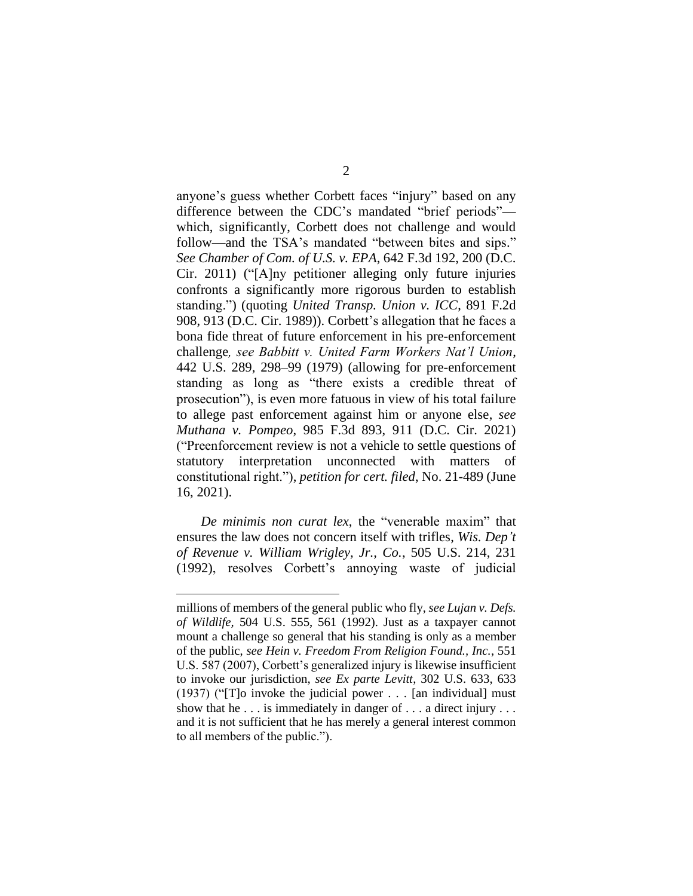anyone's guess whether Corbett faces "injury" based on any difference between the CDC's mandated "brief periods"—which, significantly, Corbett does not challenge and would follow—and the TSA's mandated "between bites and sips." *See Chamber of Com. of U.S. v. EPA*, 642 F.3d 192, 200 (D.C. Cir. 2011) ("[A]ny petitioner alleging only future injuries confronts a significantly more rigorous burden to establish standing.") (quoting *United Transp. Union v. ICC*, 891 F.2d 908, 913 (D.C. Cir. 1989)). Corbett's allegation that he faces a bona fide threat of future enforcement in his pre-enforcement challenge*, see Babbitt v. United Farm Workers Nat'l Union*, 442 U.S. 289, 298–99 (1979) (allowing for pre-enforcement standing as long as "there exists a credible threat of prosecution"), is even more fatuous in view of his total failure to allege past enforcement against him or anyone else, *see Muthana v. Pompeo*, 985 F.3d 893, 911 (D.C. Cir. 2021) ("Preenforcement review is not a vehicle to settle questions of statutory interpretation unconnected with matters of constitutional right."), *petition for cert. filed*, No. 21-489 (June 16, 2021).

*De minimis non curat lex*, the "venerable maxim" that ensures the law does not concern itself with trifles, *Wis. Dep't of Revenue v. William Wrigley, Jr., Co.*, 505 U.S. 214, 231 (1992), resolves Corbett's annoying waste of judicial

---

millions of members of the general public who fly, *see Lujan v. Defs. of Wildlife*, 504 U.S. 555, 561 (1992). Just as a taxpayer cannot mount a challenge so general that his standing is only as a member of the public, *see Hein v. Freedom From Religion Found., Inc.*, 551 U.S. 587 (2007), Corbett's generalized injury is likewise insufficient to invoke our jurisdiction, *see Ex parte Levitt*, 302 U.S. 633, 633 (1937) ("[T]o invoke the judicial power . . . [an individual] must show that he . . . is immediately in danger of . . . a direct injury . . . and it is not sufficient that he has merely a general interest common to all members of the public.").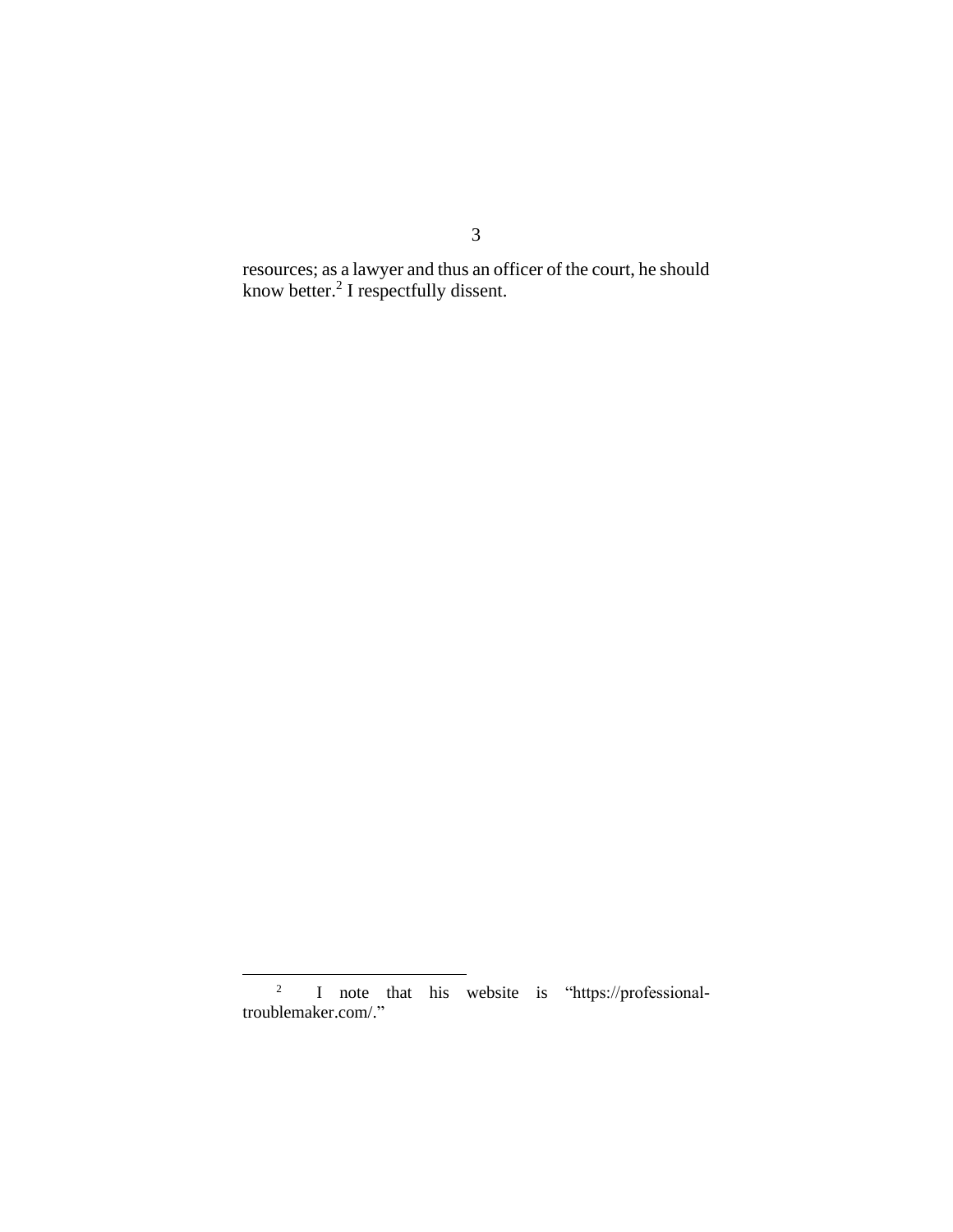resources; as a lawyer and thus an officer of the court, he should know better.[2] I respectfully dissent.

---

[2] I note that his website is "https://professional-troublemaker.com/."